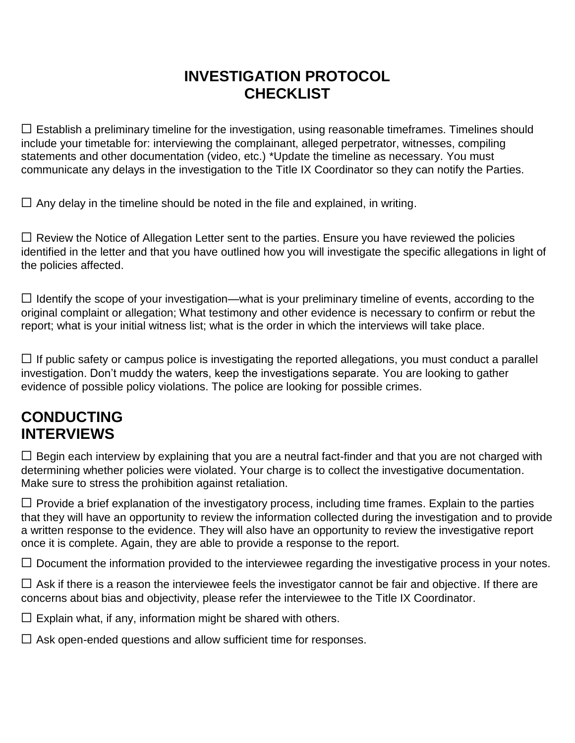# INVESTIGATION PROTOCOL CHECKLIST

☐ Establish a preliminary timeline for the investigation, using reasonable timeframes. Timelines should include your timetable for: interviewing the complainant, alleged perpetrator, witnesses, compiling statements and other documentation (video, etc.) *Update the timeline as necessary. You must communicate any delays in the investigation to the Title IX Coordinator so they can notify the Parties.

☐ Any delay in the timeline should be noted in the file and explained, in writing.

☐ Review the Notice of Allegation Letter sent to the parties. Ensure you have reviewed the policies identified in the letter and that you have outlined how you will investigate the specific allegations in light of the policies affected.

☐ Identify the scope of your investigation—what is your preliminary timeline of events, according to the original complaint or allegation; What testimony and other evidence is necessary to confirm or rebut the report; what is your initial witness list; what is the order in which the interviews will take place.

☐ If public safety or campus police is investigating the reported allegations, you must conduct a parallel investigation. Don't muddy the waters, keep the investigations separate. You are looking to gather evidence of possible policy violations. The police are looking for possible crimes.

## CONDUCTING INTERVIEWS

☐ Begin each interview by explaining that you are a neutral fact-finder and that you are not charged with determining whether policies were violated. Your charge is to collect the investigative documentation. Make sure to stress the prohibition against retaliation.

☐ Provide a brief explanation of the investigatory process, including time frames. Explain to the parties that they will have an opportunity to review the information collected during the investigation and to provide a written response to the evidence. They will also have an opportunity to review the investigative report once it is complete. Again, they are able to provide a response to the report.

☐ Document the information provided to the interviewee regarding the investigative process in your notes.

☐ Ask if there is a reason the interviewee feels the investigator cannot be fair and objective. If there are concerns about bias and objectivity, please refer the interviewee to the Title IX Coordinator.

☐ Explain what, if any, information might be shared with others.

☐ Ask open-ended questions and allow sufficient time for responses.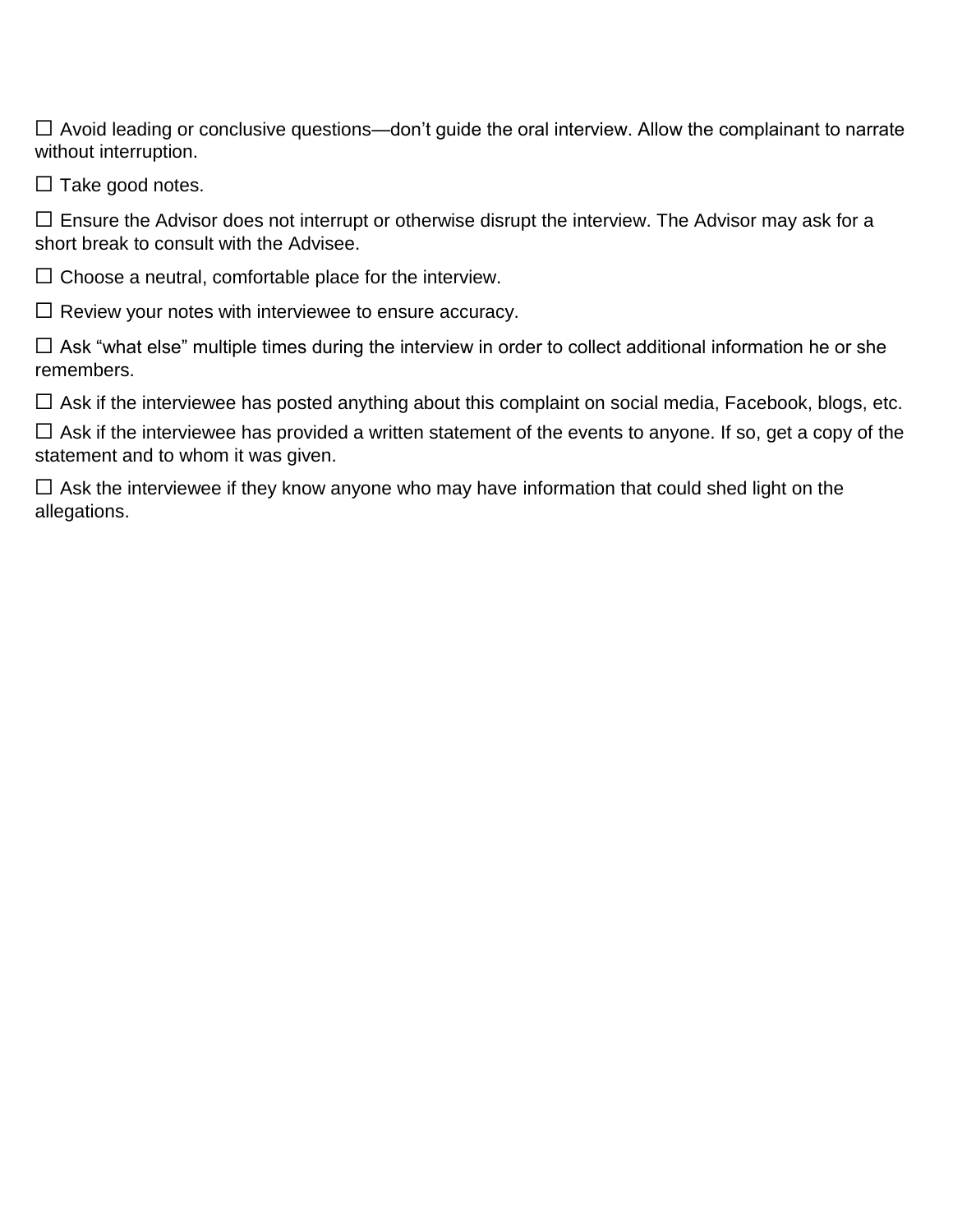☐ Avoid leading or conclusive questions—don't guide the oral interview. Allow the complainant to narrate without interruption.

☐ Take good notes.

☐ Ensure the Advisor does not interrupt or otherwise disrupt the interview. The Advisor may ask for a short break to consult with the Advisee.

☐ Choose a neutral, comfortable place for the interview.

☐ Review your notes with interviewee to ensure accuracy.

☐ Ask "what else" multiple times during the interview in order to collect additional information he or she remembers.

☐ Ask if the interviewee has posted anything about this complaint on social media, Facebook, blogs, etc.

☐ Ask if the interviewee has provided a written statement of the events to anyone. If so, get a copy of the statement and to whom it was given.

☐ Ask the interviewee if they know anyone who may have information that could shed light on the allegations.